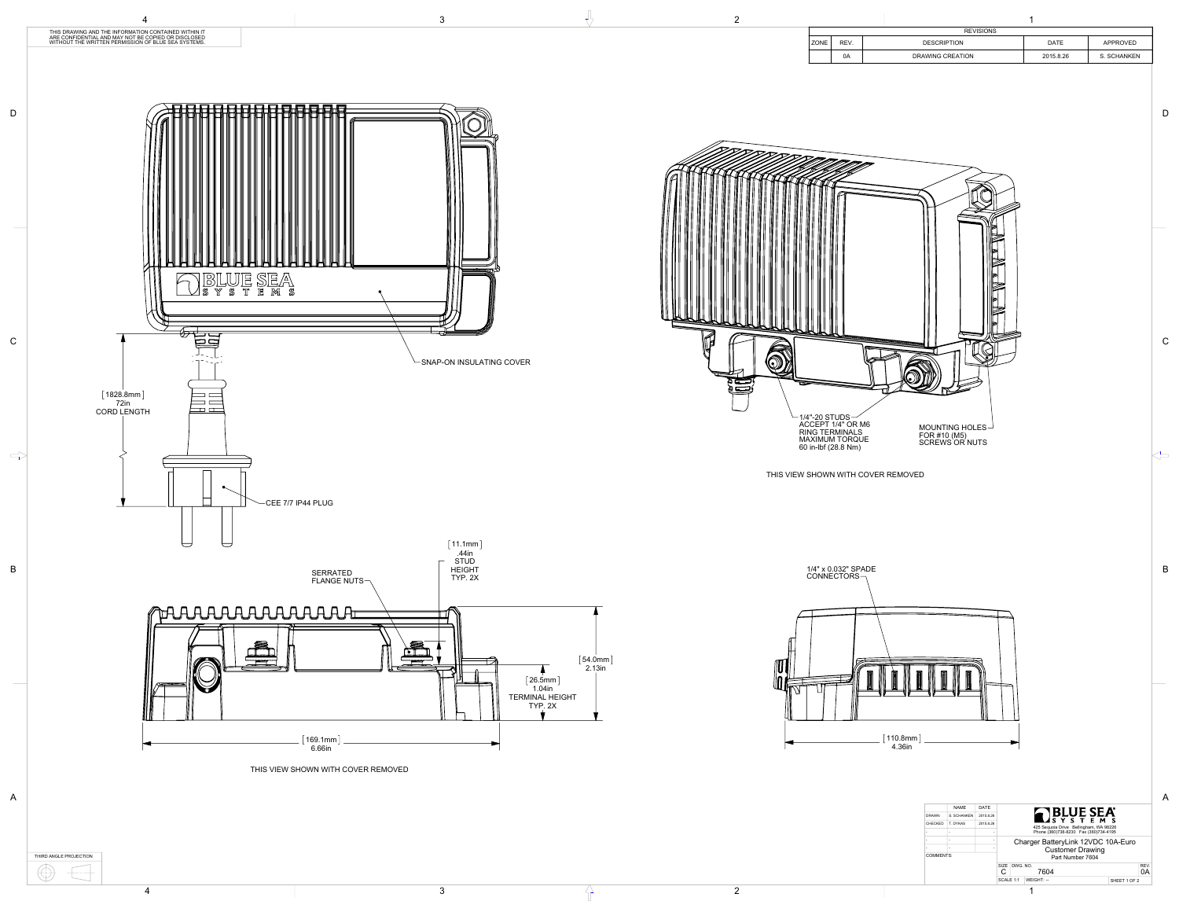THIS DRAWING AND THE INFORMATION CONTAINED WITHIN IT ARE CONFIDENTIAL AND MAY NOT BE COPIED OR DISCLOSED WITHOUT THE WRITTEN PERMISSION OF BLUE SEA SYSTEMS.

| REVISIONS | | | | |
|---|---|---|---|---|
| ZONE | REV. | DESCRIPTION | DATE | APPROVED |
| | 0A | DRAWING CREATION | 2015.8.26 | S. SCHANKEN |

SNAP-ON INSULATING COVER

[1828.8mm] 72in CORD LENGTH

CEE 7/7 IP44 PLUG

1/4"-20 STUDS ACCEPT 1/4" OR M6 RING TERMINALS MAXIMUM TORQUE 60 in-lbf (28.8 Nm)

MOUNTING HOLES FOR #10 (M5) SCREWS OR NUTS

THIS VIEW SHOWN WITH COVER REMOVED

SERRATED FLANGE NUTS

[11.1mm] .44in STUD HEIGHT TYP. 2X

[26.5mm] 1.04in TERMINAL HEIGHT TYP. 2X

[54.0mm] 2.13in

[169.1mm] 6.66in

THIS VIEW SHOWN WITH COVER REMOVED

1/4" x 0.032" SPADE CONNECTORS

[110.8mm] 4.36in

THIRD ANGLE PROJECTION

| | NAME | DATE |
|---|---|---|
| DRAWN | S. SCHANKEN | 2015.8.26 |
| CHECKED | T. DYKAS | 2015.8.26 |
| - | - | - |
| - | - | - |
| - | - | - |

COMMENTS:

BLUE SEA SYSTEMS
425 Sequoia Drive Bellingham, WA 98226
Phone (360)738-8230 Fax (360)734-4195

Charger BatteryLink 12VDC 10A-Euro
Customer Drawing
Part Number 7604

| SIZE | DWG. NO. | REV. |
|---|---|---|
| C | 7604 | 0A |
| SCALE 1:1 | WEIGHT: -- | SHEET 1 OF 2 |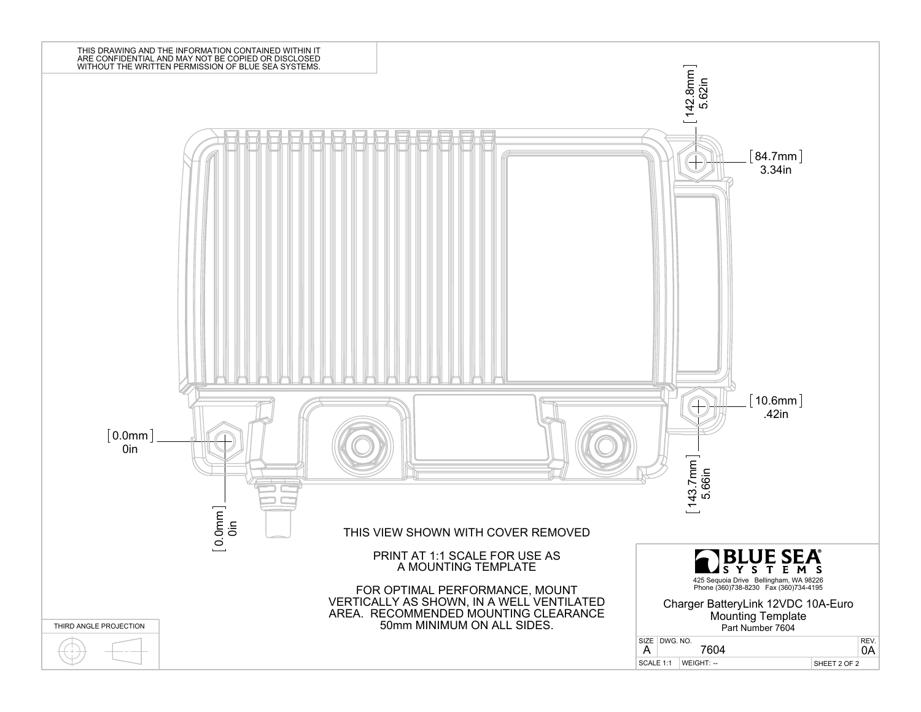THIS DRAWING AND THE INFORMATION CONTAINED WITHIN IT ARE CONFIDENTIAL AND MAY NOT BE COPIED OR DISCLOSED WITHOUT THE WRITTEN PERMISSION OF BLUE SEA SYSTEMS.

[ 142.8mm ] 5.62in

[ 84.7mm ] 3.34in

[ 10.6mm ] .42in

[ 143.7mm ] 5.66in

[ 0.0mm ] 0in

[ 0.0mm ] 0in

THIS VIEW SHOWN WITH COVER REMOVED

PRINT AT 1:1 SCALE FOR USE AS A MOUNTING TEMPLATE

FOR OPTIMAL PERFORMANCE, MOUNT VERTICALLY AS SHOWN, IN A WELL VENTILATED AREA. RECOMMENDED MOUNTING CLEARANCE 50mm MINIMUM ON ALL SIDES.

THIRD ANGLE PROJECTION

**BLUE SEA SYSTEMS**

425 Sequoia Drive Bellingham, WA 98226
Phone (360)738-8230 Fax (360)734-4195

Charger BatteryLink 12VDC 10A-Euro
Mounting Template
Part Number 7604

| SIZE | DWG. NO. | | REV. |
|---|---|---|---|
| A | 7604 | | 0A |
| SCALE 1:1 | WEIGHT: -- | SHEET 2 OF 2 | |